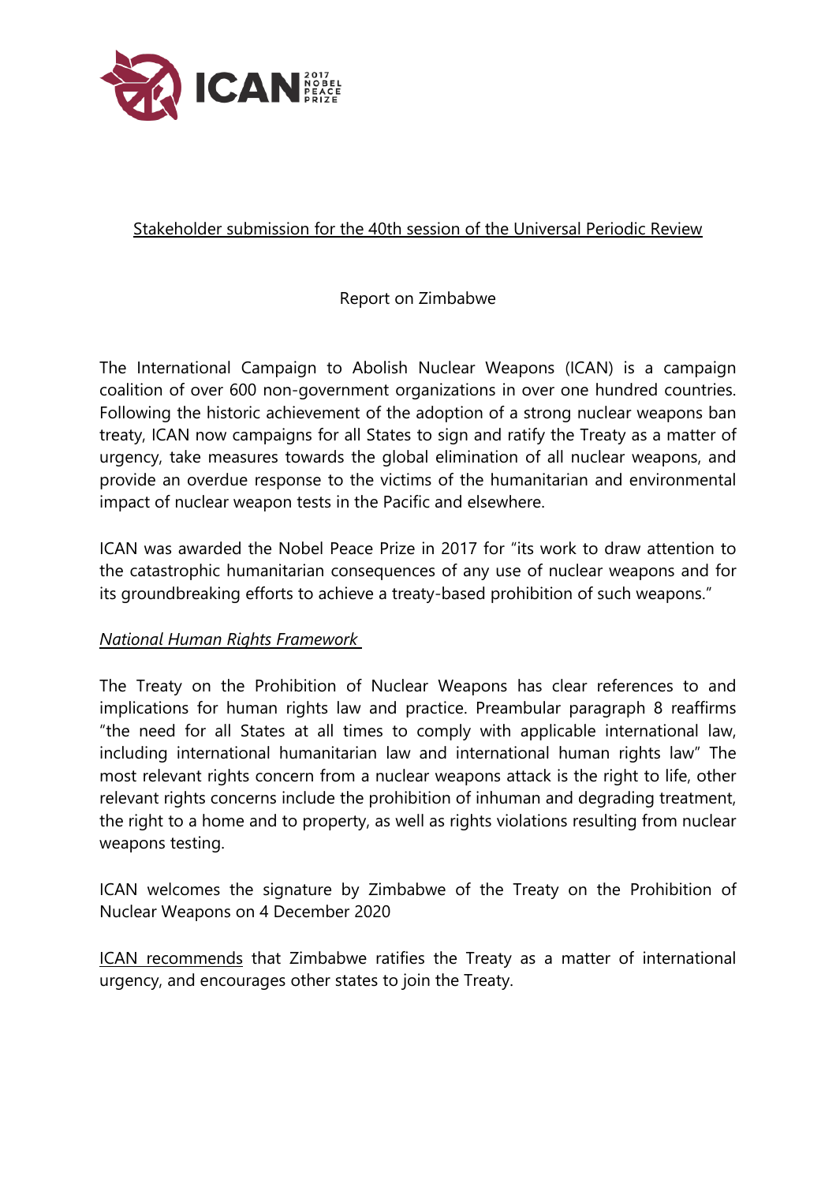Stakeholder submission for the 40th session of the Universal Periodic Review

Report on Zimbabwe

The International Campaign to Abolish Nuclear Weapons (ICAN) is a campaign coalition of over 600 non-government organizations in over one hundred countries. Following the historic achievement of the adoption of a strong nuclear weapons ban treaty, ICAN now campaigns for all States to sign and ratify the Treaty as a matter of urgency, take measures towards the global elimination of all nuclear weapons, and provide an overdue response to the victims of the humanitarian and environmental impact of nuclear weapon tests in the Pacific and elsewhere.

ICAN was awarded the Nobel Peace Prize in 2017 for "its work to draw attention to the catastrophic humanitarian consequences of any use of nuclear weapons and for its groundbreaking efforts to achieve a treaty-based prohibition of such weapons."

*National Human Rights Framework*

The Treaty on the Prohibition of Nuclear Weapons has clear references to and implications for human rights law and practice. Preambular paragraph 8 reaffirms "the need for all States at all times to comply with applicable international law, including international humanitarian law and international human rights law" The most relevant rights concern from a nuclear weapons attack is the right to life, other relevant rights concerns include the prohibition of inhuman and degrading treatment, the right to a home and to property, as well as rights violations resulting from nuclear weapons testing.

ICAN welcomes the signature by Zimbabwe of the Treaty on the Prohibition of Nuclear Weapons on 4 December 2020

ICAN recommends that Zimbabwe ratifies the Treaty as a matter of international urgency, and encourages other states to join the Treaty.